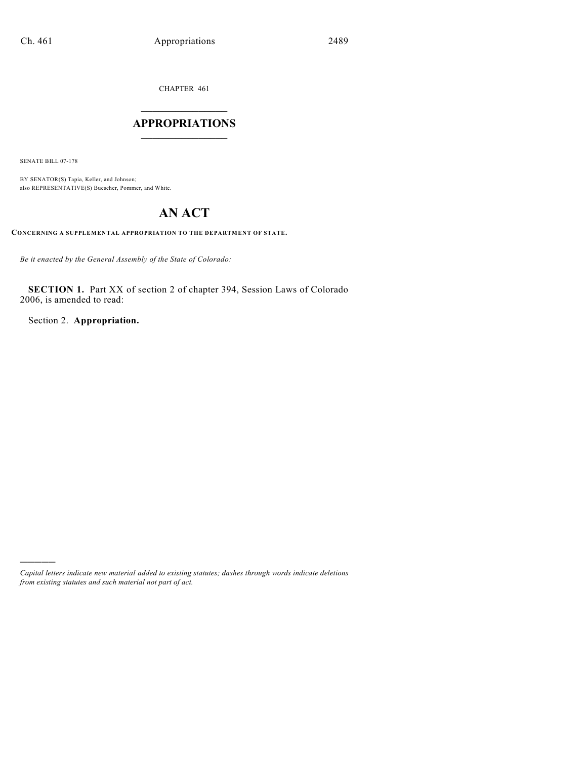CHAPTER 461

# APPROPRIATIONS

SENATE BILL 07-178

BY SENATOR(S) Tapia, Keller, and Johnson;
also REPRESENTATIVE(S) Buescher, Pommer, and White.

# AN ACT

**CONCERNING A SUPPLEMENTAL APPROPRIATION TO THE DEPARTMENT OF STATE.**

*Be it enacted by the General Assembly of the State of Colorado:*

**SECTION 1.** Part XX of section 2 of chapter 394, Session Laws of Colorado 2006, is amended to read:

Section 2. **Appropriation.**

---

*Capital letters indicate new material added to existing statutes; dashes through words indicate deletions from existing statutes and such material not part of act.*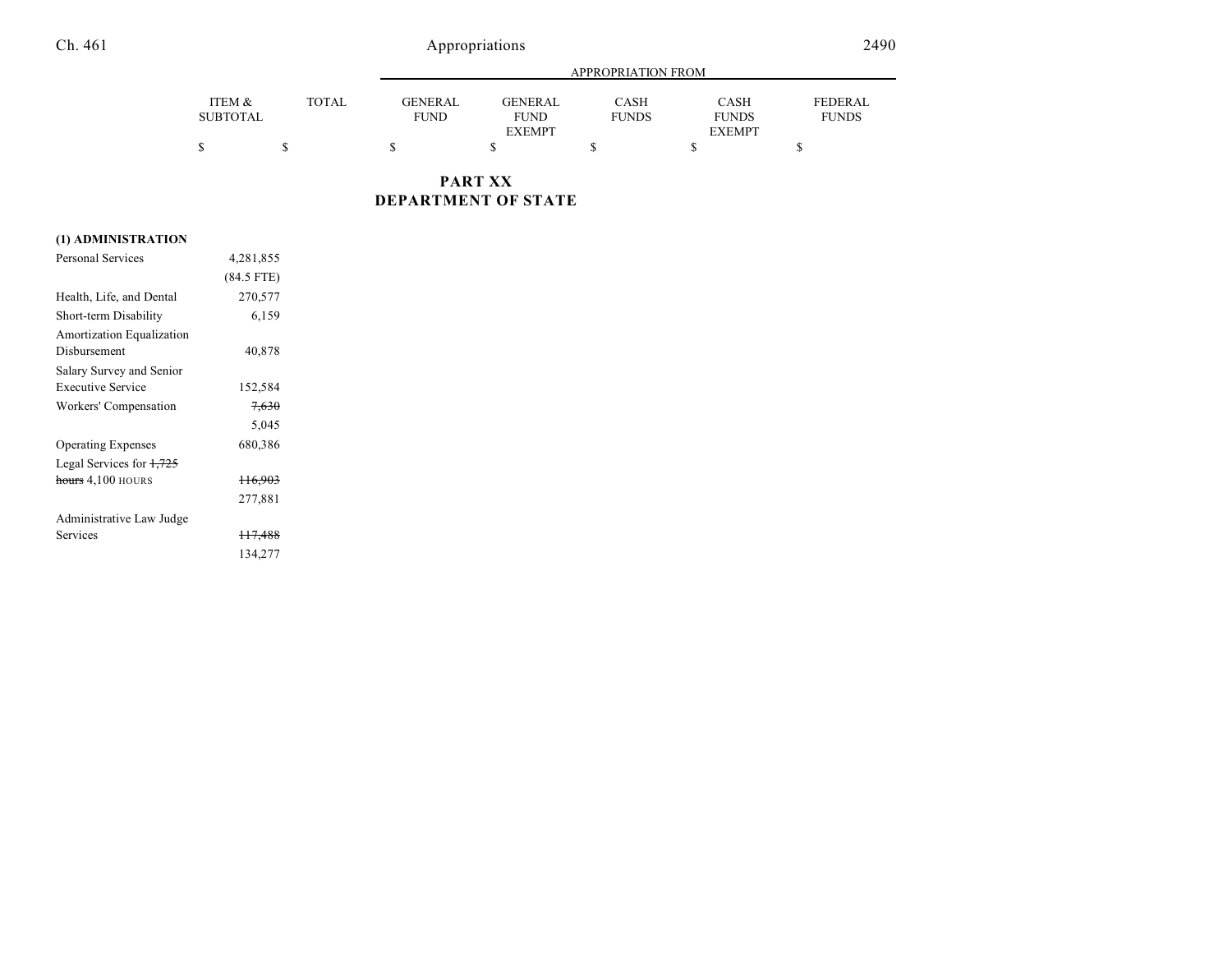| | ITEM & SUBTOTAL | TOTAL | APPROPRIATION FROM GENERAL FUND | GENERAL FUND EXEMPT | CASH FUNDS | CASH FUNDS EXEMPT | FEDERAL FUNDS |
|---|---|---|---|---|---|---|---|
| | $ | $ | $ | $ | $ | $ | $ |

## PART XX
## DEPARTMENT OF STATE

**(1) ADMINISTRATION**

| | ITEM & SUBTOTAL | TOTAL | GENERAL FUND | GENERAL FUND EXEMPT | CASH FUNDS | CASH FUNDS EXEMPT | FEDERAL FUNDS |
|---|---|---|---|---|---|---|---|
| Personal Services | 4,281,855 | | | | | | |
| | (84.5 FTE) | | | | | | |
| Health, Life, and Dental | 270,577 | | | | | | |
| Short-term Disability | 6,159 | | | | | | |
| Amortization Equalization Disbursement | 40,878 | | | | | | |
| Salary Survey and Senior Executive Service | 152,584 | | | | | | |
| Workers' Compensation | ~~7,630~~ | | | | | | |
| | 5,045 | | | | | | |
| Operating Expenses | 680,386 | | | | | | |
| Legal Services for ~~1,725 hours~~ 4,100 HOURS | ~~116,903~~ | | | | | | |
| | 277,881 | | | | | | |
| Administrative Law Judge Services | ~~117,488~~ | | | | | | |
| | 134,277 | | | | | | |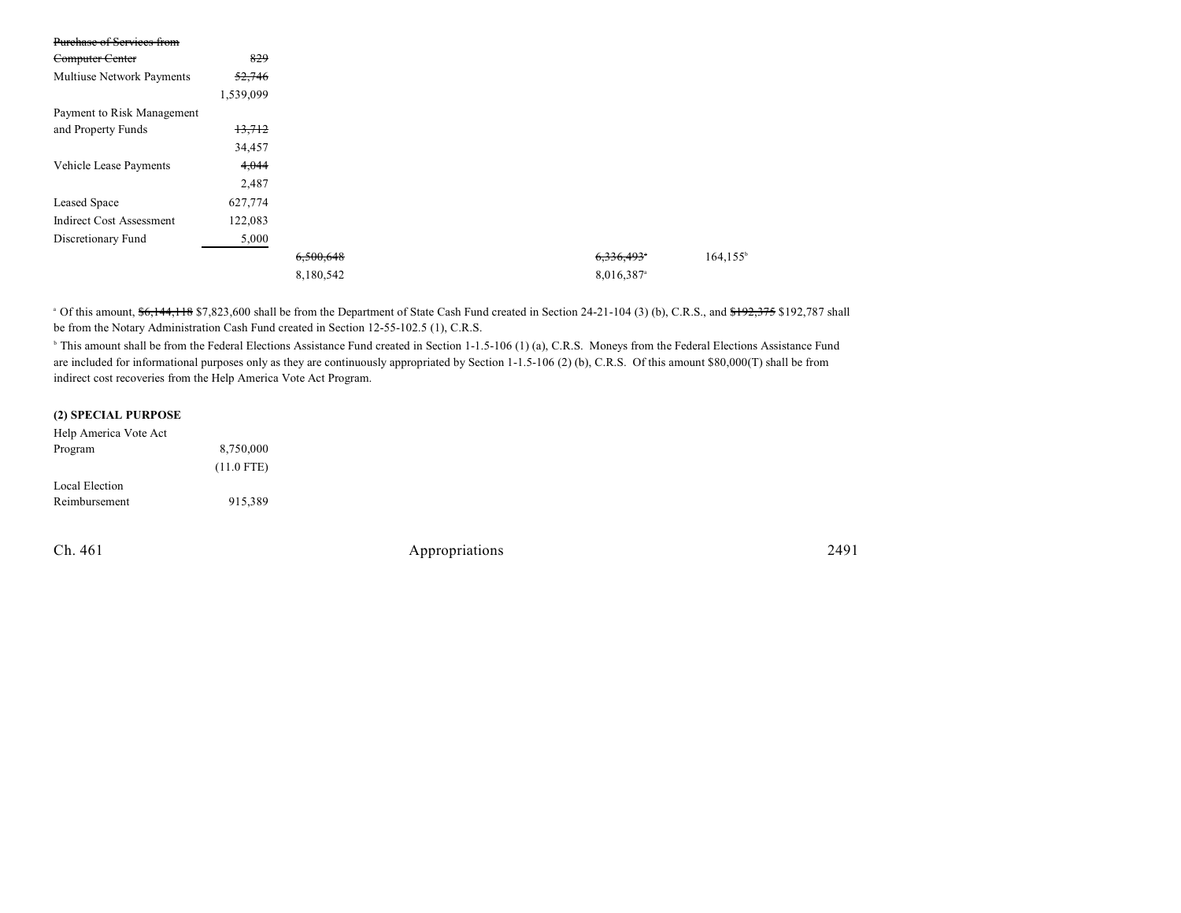| | | | | |
|---|---|---|---|---|
| ~~Purchase of Services from Computer Center~~ | ~~829~~ | | | |
| Multiuse Network Payments | ~~52,746~~ 1,539,099 | | | |
| Payment to Risk Management and Property Funds | ~~13,712~~ 34,457 | | | |
| Vehicle Lease Payments | ~~4,044~~ 2,487 | | | |
| Leased Space | 627,774 | | | |
| Indirect Cost Assessment | 122,083 | | | |
| Discretionary Fund | 5,000 | | | |
| | | ~~6,500,648~~ 8,180,542 | ~~6,336,493~~[a] 8,016,387[a] | 164,155[b] |

[a] Of this amount, ~~$6,144,118~~ $7,823,600 shall be from the Department of State Cash Fund created in Section 24-21-104 (3) (b), C.R.S., and ~~$192,375~~ $192,787 shall be from the Notary Administration Cash Fund created in Section 12-55-102.5 (1), C.R.S.

[b] This amount shall be from the Federal Elections Assistance Fund created in Section 1-1.5-106 (1) (a), C.R.S. Moneys from the Federal Elections Assistance Fund are included for informational purposes only as they are continuously appropriated by Section 1-1.5-106 (2) (b), C.R.S. Of this amount $80,000(T) shall be from indirect cost recoveries from the Help America Vote Act Program.

**(2) SPECIAL PURPOSE**

| | |
|---|---|
| Help America Vote Act Program | 8,750,000 (11.0 FTE) |
| Local Election Reimbursement | 915,389 |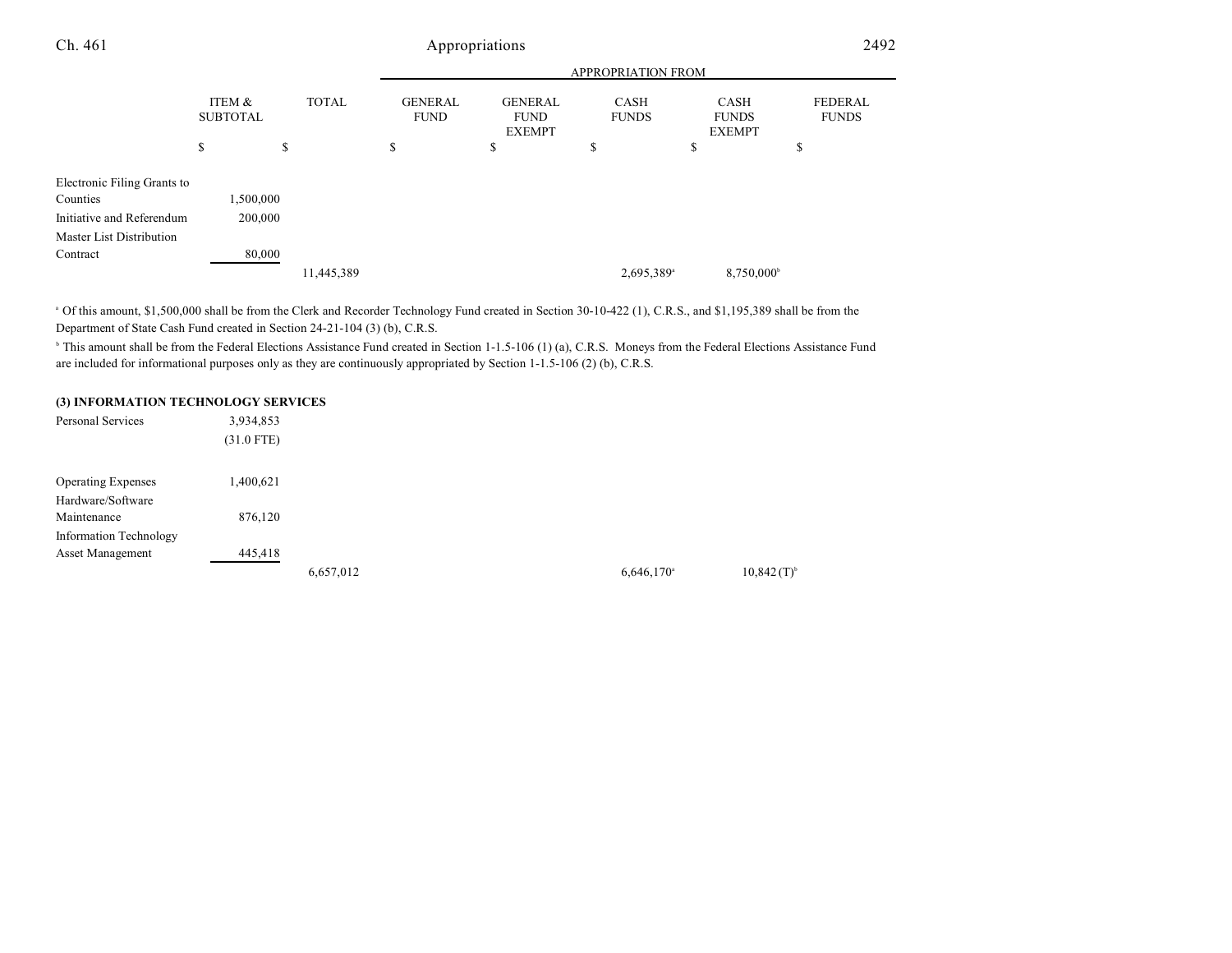| | ITEM & SUBTOTAL | TOTAL | APPROPRIATION FROM | | | | |
|---|---|---|---|---|---|---|---|
| | | | GENERAL FUND | GENERAL FUND EXEMPT | CASH FUNDS | CASH FUNDS EXEMPT | FEDERAL FUNDS |
| | $ | $ | $ | $ | $ | $ | $ |
| Electronic Filing Grants to Counties | 1,500,000 | | | | | | |
| Initiative and Referendum | 200,000 | | | | | | |
| Master List Distribution Contract | 80,000 | | | | | | |
| | | 11,445,389 | | | 2,695,389[a] | 8,750,000[b] | |

[a] Of this amount, $1,500,000 shall be from the Clerk and Recorder Technology Fund created in Section 30-10-422 (1), C.R.S., and $1,195,389 shall be from the Department of State Cash Fund created in Section 24-21-104 (3) (b), C.R.S.

[b] This amount shall be from the Federal Elections Assistance Fund created in Section 1-1.5-106 (1) (a), C.R.S. Moneys from the Federal Elections Assistance Fund are included for informational purposes only as they are continuously appropriated by Section 1-1.5-106 (2) (b), C.R.S.

**(3) INFORMATION TECHNOLOGY SERVICES**

| | ITEM & SUBTOTAL | TOTAL | GENERAL FUND | GENERAL FUND EXEMPT | CASH FUNDS | CASH FUNDS EXEMPT | FEDERAL FUNDS |
|---|---|---|---|---|---|---|---|
| Personal Services | 3,934,853 (31.0 FTE) | | | | | | |
| Operating Expenses | 1,400,621 | | | | | | |
| Hardware/Software Maintenance | 876,120 | | | | | | |
| Information Technology Asset Management | 445,418 | | | | | | |
| | | 6,657,012 | | | 6,646,170[a] | 10,842 (T)[b] | |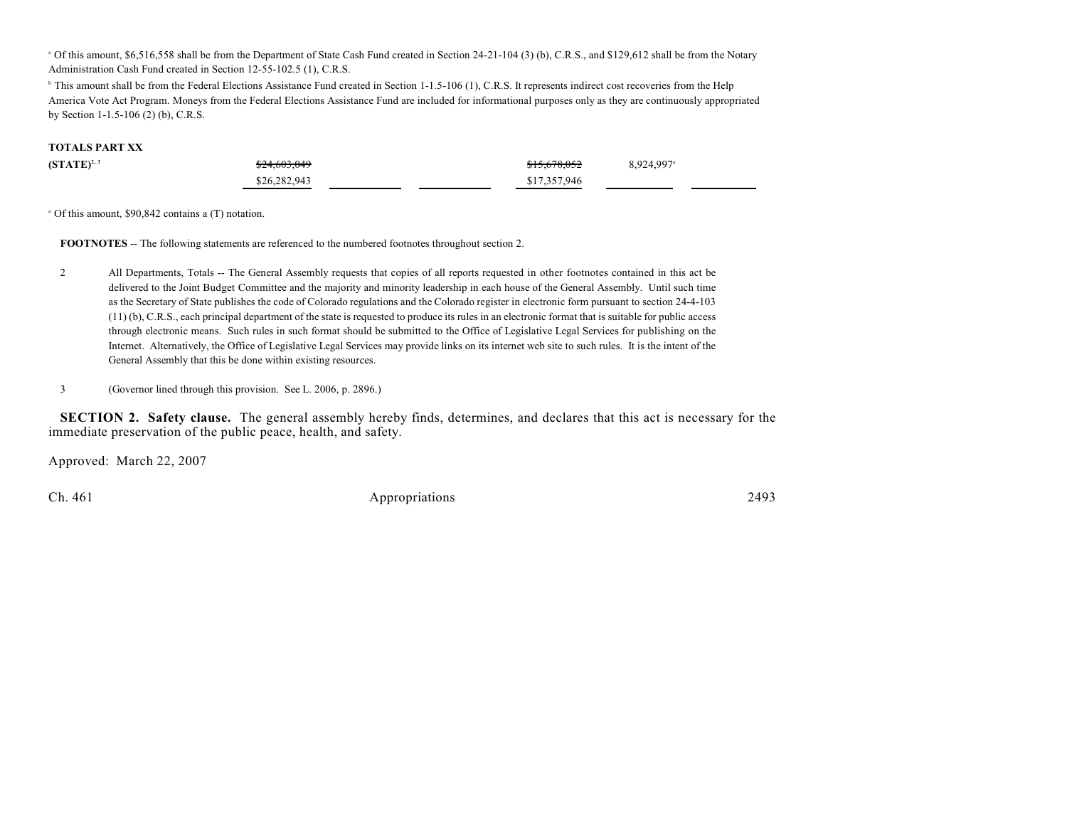[a] Of this amount, $6,516,558 shall be from the Department of State Cash Fund created in Section 24-21-104 (3) (b), C.R.S., and $129,612 shall be from the Notary Administration Cash Fund created in Section 12-55-102.5 (1), C.R.S.

[b] This amount shall be from the Federal Elections Assistance Fund created in Section 1-1.5-106 (1), C.R.S. It represents indirect cost recoveries from the Help America Vote Act Program. Moneys from the Federal Elections Assistance Fund are included for informational purposes only as they are continuously appropriated by Section 1-1.5-106 (2) (b), C.R.S.

| | | | | | | |
|---|---|---|---|---|---|---|
| **TOTALS PART XX** | | | | | | |
| **(STATE)**[2, 3] | ~~$24,603,049~~ | | | ~~$15,678,052~~ | 8,924,997[a] | |
| | $26,282,943 | | | $17,357,946 | | |

[a] Of this amount, $90,842 contains a (T) notation.

**FOOTNOTES** -- The following statements are referenced to the numbered footnotes throughout section 2.

2 All Departments, Totals -- The General Assembly requests that copies of all reports requested in other footnotes contained in this act be delivered to the Joint Budget Committee and the majority and minority leadership in each house of the General Assembly. Until such time as the Secretary of State publishes the code of Colorado regulations and the Colorado register in electronic form pursuant to section 24-4-103 (11) (b), C.R.S., each principal department of the state is requested to produce its rules in an electronic format that is suitable for public access through electronic means. Such rules in such format should be submitted to the Office of Legislative Legal Services for publishing on the Internet. Alternatively, the Office of Legislative Legal Services may provide links on its internet web site to such rules. It is the intent of the General Assembly that this be done within existing resources.

3 (Governor lined through this provision. See L. 2006, p. 2896.)

**SECTION 2. Safety clause.** The general assembly hereby finds, determines, and declares that this act is necessary for the immediate preservation of the public peace, health, and safety.

Approved: March 22, 2007